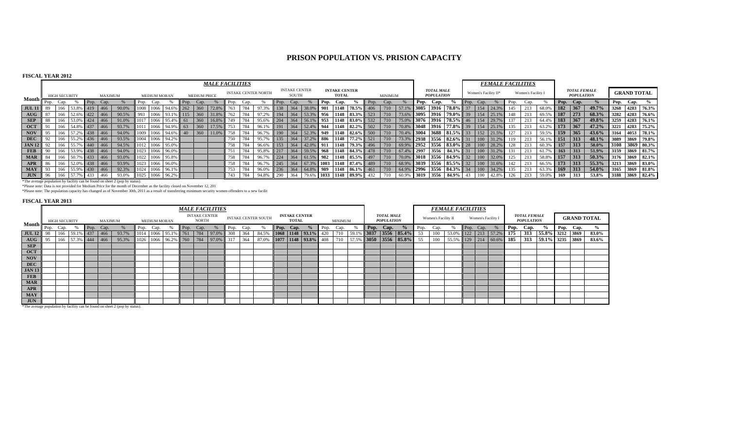# PRISON POPULATION VS. PRISION CAPACITY

## FISCAL YEAR 2012

| Month | MALE FACILITIES | | | | | | | | | | | | | | | | | | | | | | | | | | | FEMALE FACILITIES | | | | | | | | | | | | |
|---|---|---|---|---|---|---|---|---|---|---|---|---|---|---|---|---|---|---|---|---|---|---|---|---|---|---|---|---|---|---|---|---|---|---|---|---|---|---|---|---|
| | HIGH SECURITY | | | MAXIMUM | | | MEDIUM MORAN | | | MEDIUM PRICE | | | INTAKE CENTER NORTH | | | INTAKE CENTER SOUTH | | | INTAKE CENTER TOTAL | | | MINIMUM | | | TOTAL MALE POPULATION | | | Women's Facility II* | | | Women's Facility I | | | TOTAL FEMALE POPULATION | | | GRAND TOTAL | | |
| | Pop. | Cap. | % | Pop. | Cap. | % | Pop. | Cap. | % | Pop. | Cap. | % | Pop. | Cap. | % | Pop. | Cap. | % | Pop. | Cap. | % | Pop. | Cap. | % | Pop. | Cap. | % | Pop. | Cap. | % | Pop. | Cap. | % | Pop. | Cap. | % | Pop. | Cap. | % |
| JUL 11 | 89 | 166 | 53.8% | 419 | 466 | 90.0% | 1008 | 1066 | 94.6% | 262 | 360 | 72.8% | 763 | 784 | 97.3% | 138 | 364 | 38.0% | 901 | 1148 | 78.5% | 406 | 710 | 57.1% | 3085 | 3916 | 78.8% | 37 | 154 | 24.3% | 145 | 213 | 68.0% | 182 | 367 | 49.7% | 3268 | 4283 | 76.3% |
| AUG | 87 | 166 | 52.6% | 422 | 466 | 90.5% | 993 | 1066 | 93.1% | 115 | 360 | 31.8% | 762 | 784 | 97.2% | 194 | 364 | 53.3% | 956 | 1148 | 83.3% | 523 | 710 | 73.6% | 3095 | 3916 | 79.0% | 39 | 154 | 25.1% | 148 | 213 | 69.5% | 187 | 273 | 68.3% | 3282 | 4283 | 76.6% |
| SEP | 88 | 166 | 53.0% | 424 | 466 | 91.0% | 1017 | 1066 | 95.4% | 61 | 360 | 16.8% | 749 | 784 | 95.6% | 204 | 364 | 56.1% | 953 | 1148 | 83.0% | 532 | 710 | 75.0% | 3076 | 3916 | 78.5% | 46 | 154 | 29.7% | 137 | 213 | 64.4% | 183 | 367 | 49.8% | 3259 | 4283 | 76.1% |
| OCT | 91 | 166 | 54.8% | 437 | 466 | 93.7% | 1011 | 1066 | 94.9% | 63 | 360 | 17.5% | 753 | 784 | 96.1% | 191 | 364 | 52.4% | 944 | 1148 | 82.2% | 502 | 710 | 70.8% | 3048 | 3916 | 77.8% | 39 | 154 | 25.1% | 135 | 213 | 63.2% | 173 | 367 | 47.2% | 3221 | 4283 | 75.2% |
| NOV | 95 | 166 | 57.2% | 438 | 466 | 94.0% | 1009 | 1066 | 94.6% | 40 | 360 | 11.0% | 758 | 784 | 96.7% | 190 | 364 | 52.3% | 949 | 1148 | 82.6% | 500 | 710 | 70.4% | 3004 | 3688 | 81.5% | 33 | 152 | 21.5% | 127 | 213 | 59.5% | 159 | 365 | 43.6% | 3164 | 4053 | 78.1% |
| DEC | 92 | 166 | 55.2% | 436 | 466 | 93.5% | 1004 | 1066 | 94.2% | | | | 750 | 784 | 95.7% | 135 | 364 | 37.2% | 886 | 1148 | 77.2% | 521 | 710 | 73.3% | 2938 | 3556 | 82.6% | 31 | 100 | 31.2% | 119 | 213 | 56.1% | 151 | 313 | 48.1% | 3089 | 3869 | 79.8% |
| JAN 12 | 92 | 166 | 55.7% | 440 | 466 | 94.5% | 1012 | 1066 | 95.0% | | | | 758 | 784 | 96.6% | 153 | 364 | 42.0% | 911 | 1148 | 79.3% | 496 | 710 | 69.9% | 2952 | 3556 | 83.0% | 28 | 100 | 28.2% | 128 | 213 | 60.3% | 157 | 313 | 50.0% | 3108 | 3869 | 80.3% |
| FEB | 90 | 166 | 53.9% | 438 | 466 | 94.0% | 1023 | 1066 | 96.0% | | | | 751 | 784 | 95.8% | 217 | 364 | 59.5% | 968 | 1148 | 84.3% | 478 | 710 | 67.4% | 2997 | 3556 | 84.3% | 31 | 100 | 31.2% | 131 | 213 | 61.7% | 163 | 313 | 51.9% | 3159 | 3869 | 81.7% |
| MAR | 84 | 166 | 50.7% | 433 | 466 | 93.0% | 1022 | 1066 | 95.8% | | | | 758 | 784 | 96.7% | 224 | 364 | 61.5% | 982 | 1148 | 85.5% | 497 | 710 | 70.0% | 3018 | 3556 | 84.9% | 32 | 100 | 32.0% | 125 | 213 | 58.8% | 157 | 313 | 50.3% | 3176 | 3869 | 82.1% |
| APR | 86 | 166 | 52.0% | 438 | 466 | 93.9% | 1023 | 1066 | 96.0% | | | | 758 | 784 | 96.7% | 245 | 364 | 67.3% | 1003 | 1148 | 87.4% | 489 | 710 | 68.9% | 3039 | 3556 | 85.5% | 32 | 100 | 31.6% | 142 | 213 | 66.5% | 173 | 313 | 55.3% | 3213 | 3869 | 83.0% |
| MAY | 93 | 166 | 55.9% | 430 | 466 | 92.3% | 1024 | 1066 | 96.1% | | | | 753 | 784 | 96.0% | 236 | 364 | 64.8% | 989 | 1148 | 86.1% | 461 | 710 | 64.9% | 2996 | 3556 | 84.3% | 34 | 100 | 34.2% | 135 | 213 | 63.3% | 169 | 313 | 54.0% | 3165 | 3869 | 81.8% |
| JUN | 96 | 166 | 57.7% | 433 | 466 | 93.0% | 1025 | 1066 | 96.2% | | | | 743 | 784 | 94.8% | 290 | 364 | 79.6% | 1033 | 1148 | 89.9% | 432 | 710 | 60.9% | 3019 | 3556 | 84.9% | 43 | 100 | 42.8% | 126 | 213 | 59.0% | 169 | 313 | 53.8% | 3188 | 3869 | 82.4% |

*The average population by facility can be found on sheet 2 (pop by status).

*Please note: Data is not provided for Medium Price for the month of December as the facility closed on November 12, 201

*Please note: The population capacity has changed as of November 30th, 2011 as a result of transferring minimum security women offenders to a new facilit

## FISCAL YEAR 2013

| Month | MALE FACILITIES | | | | | | | | | | | | | | | | | | | | | | | | FEMALE FACILITIES | | | | | | | | | | | |
|---|---|---|---|---|---|---|---|---|---|---|---|---|---|---|---|---|---|---|---|---|---|---|---|---|---|---|---|---|---|---|---|---|---|---|---|---|
| | HIGH SECURITY | | | MAXIMUM | | | MEDIUM MORAN | | | INTAKE CENTER NORTH | | | INTAKE CENTER SOUTH | | | INTAKE CENTER TOTAL | | | MINIMUM | | | TOTAL MALE POPULATION | | | Women's Facility II | | | Women's Facility I | | | TOTAL FEMALE POPULATION | | | GRAND TOTAL | | |
| | Pop. | Cap. | % | Pop. | Cap. | % | Pop. | Cap. | % | Pop. | Cap. | % | Pop. | Cap. | % | Pop. | Cap. | % | Pop. | Cap. | % | Pop. | Cap. | % | Pop. | Cap. | % | Pop. | Cap. | % | Pop. | Cap. | % | Pop. | Cap. | % |
| JUL 12 | 98 | 166 | 59.1% | 437 | 466 | 93.7% | 1014 | 1066 | 95.1% | 761 | 784 | 97.0% | 308 | 364 | 84.5% | 1068 | 1148 | 93.1% | 420 | 710 | 59.1% | 3037 | 3556 | 85.4% | 53 | 100 | 53.0% | 122 | 213 | 57.2% | 175 | 313 | 55.8% | 3212 | 3869 | 83.0% |
| AUG | 95 | 166 | 57.3% | 444 | 466 | 95.3% | 1026 | 1066 | 96.2% | 760 | 784 | 97.0% | 317 | 364 | 87.0% | 1077 | 1148 | 93.8% | 408 | 710 | 57.5% | 3050 | 3556 | 85.8% | 55 | 100 | 55.5% | 129 | 214 | 60.6% | 185 | 313 | 59.1% | 3235 | 3869 | 83.6% |
| SEP | | | | | | | | | | | | | | | | | | | | | | | | | | | | | | | | | | | | |
| OCT | | | | | | | | | | | | | | | | | | | | | | | | | | | | | | | | | | | | |
| NOV | | | | | | | | | | | | | | | | | | | | | | | | | | | | | | | | | | | | |
| DEC | | | | | | | | | | | | | | | | | | | | | | | | | | | | | | | | | | | | |
| JAN 13 | | | | | | | | | | | | | | | | | | | | | | | | | | | | | | | | | | | | |
| FEB | | | | | | | | | | | | | | | | | | | | | | | | | | | | | | | | | | | | |
| MAR | | | | | | | | | | | | | | | | | | | | | | | | | | | | | | | | | | | | |
| APR | | | | | | | | | | | | | | | | | | | | | | | | | | | | | | | | | | | | |
| MAY | | | | | | | | | | | | | | | | | | | | | | | | | | | | | | | | | | | | |
| JUN | | | | | | | | | | | | | | | | | | | | | | | | | | | | | | | | | | | | |

*The average population by facility can be found on sheet 2 (pop by status).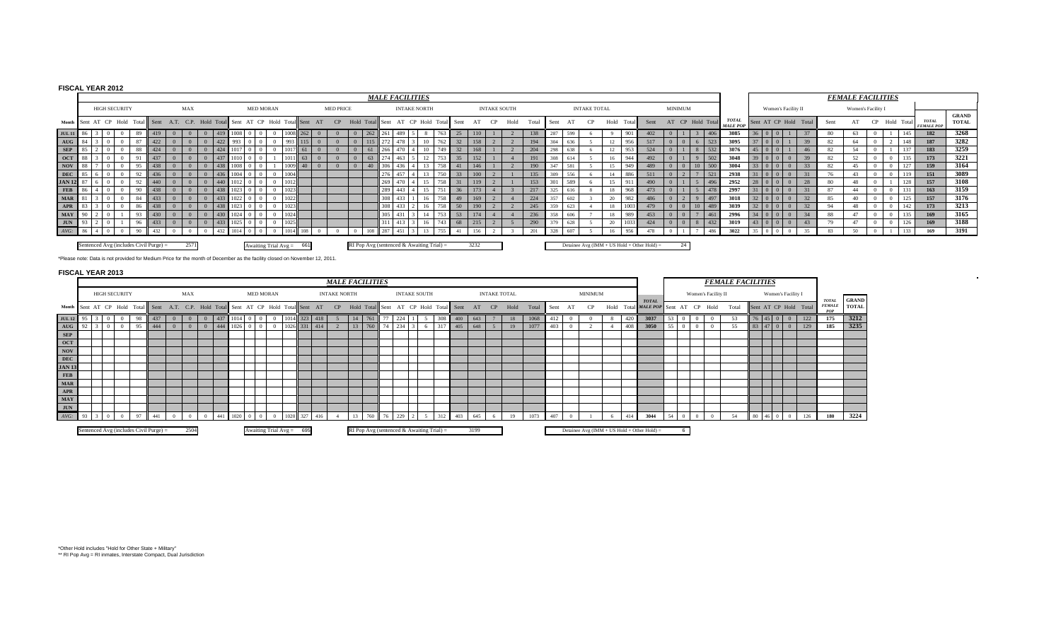# FISCAL YEAR 2012

| | MALE FACILITIES | | | | | | | | | | | | | | | | | | | | | | | | | | | | | | | | | | | | | | | | | | | | | FEMALE FACILITIES | | | | | | | | | | | | |
|---|---|---|---|---|---|---|---|---|---|---|---|---|---|---|---|---|---|---|---|---|---|---|---|---|---|---|---|---|---|---|---|---|---|---|---|---|---|---|---|---|---|---|---|---|---|---|---|---|---|---|---|---|---|---|---|---|---|---|
| | HIGH SECURITY | | | | | MAX | | | | | MED MORAN | | | | | MED PRICE | | | | | INTAKE NORTH | | | | | INTAKE SOUTH | | | | | INTAKE TOTAL | | | | | MINIMUM | | | | | | Women's Facility II | | | | | Women's Facility I | | | | | | |
| Month | Sent | AT | CP | Hold | Total | Sent | A.T. | C.P. | Hold | Total | Sent | AT | CP | Hold | Total | Sent | AT | CP | Hold | Total | Sent | AT | CP | Hold | Total | Sent | AT | CP | Hold | Total | Sent | AT | CP | Hold | Total | Sent | AT | CP | Hold | Total | TOTAL MALE POP | Sent | AT | CP | Hold | Total | Sent | AT | CP | Hold | Total | TOTAL FEMALE POP | GRAND TOTAL |
| JUL 11 | 86 | 3 | 0 | 0 | 89 | 419 | 0 | 0 | 0 | 419 | 1008 | 0 | 0 | 0 | 1008 | 262 | 0 | 0 | 0 | 262 | 261 | 489 | 5 | 8 | 763 | 25 | 110 | 1 | 2 | 138 | 287 | 599 | 6 | 9 | 901 | 402 | 0 | 1 | 3 | 406 | 3085 | 36 | 0 | 0 | 1 | 37 | 80 | 63 | 0 | 1 | 145 | 182 | 3268 |
| AUG | 84 | 3 | 0 | 0 | 87 | 422 | 0 | 0 | 0 | 422 | 993 | 0 | 0 | 0 | 993 | 115 | 0 | 0 | 0 | 115 | 272 | 478 | 3 | 10 | 762 | 32 | 158 | 2 | 2 | 194 | 304 | 636 | 5 | 12 | 956 | 517 | 0 | 0 | 6 | 523 | 3095 | 37 | 0 | 0 | 1 | 39 | 82 | 64 | 0 | 2 | 148 | 187 | 3282 |
| SEP | 85 | 2 | 0 | 0 | 88 | 424 | 0 | 0 | 0 | 424 | 1017 | 0 | 0 | 0 | 1017 | 61 | 0 | 0 | 0 | 61 | 266 | 470 | 4 | 10 | 749 | 32 | 168 | 1 | 2 | 204 | 298 | 638 | 6 | 12 | 953 | 524 | 0 | 1 | 8 | 532 | 3076 | 45 | 0 | 0 | 1 | 46 | 82 | 54 | 0 | 1 | 137 | 183 | 3259 |
| OCT | 88 | 3 | 0 | 0 | 91 | 437 | 0 | 0 | 0 | 437 | 1010 | 0 | 0 | 1 | 1011 | 63 | 0 | 0 | 0 | 63 | 274 | 463 | 5 | 12 | 753 | 35 | 152 | 1 | 4 | 191 | 308 | 614 | 5 | 16 | 944 | 492 | 0 | 1 | 9 | 502 | 3048 | 39 | 0 | 0 | 0 | 39 | 82 | 52 | 0 | 0 | 135 | 173 | 3221 |
| NOV | 88 | 7 | 0 | 0 | 95 | 438 | 0 | 0 | 0 | 438 | 1008 | 0 | 0 | 1 | 1009 | 40 | 0 | 0 | 0 | 40 | 306 | 436 | 4 | 13 | 758 | 41 | 146 | 1 | 2 | 190 | 347 | 581 | 5 | 15 | 949 | 489 | 0 | 0 | 10 | 500 | 3004 | 33 | 0 | 0 | 0 | 33 | 82 | 45 | 0 | 0 | 127 | 159 | 3164 |
| DEC | 85 | 6 | 0 | 0 | 92 | 436 | 0 | 0 | 0 | 436 | 1004 | 0 | 0 | 0 | 1004 | | | | | | 276 | 457 | 4 | 13 | 750 | 33 | 100 | 2 | 1 | 135 | 309 | 556 | 6 | 14 | 886 | 511 | 0 | 2 | 7 | 521 | 2938 | 31 | 0 | 0 | 0 | 31 | 76 | 43 | 0 | 0 | 119 | 151 | 3089 |
| JAN 12 | 87 | 6 | 0 | 0 | 92 | 440 | 0 | 0 | 0 | 440 | 1012 | 0 | 0 | 0 | 1012 | | | | | | 269 | 470 | 4 | 15 | 758 | 31 | 119 | 2 | 1 | 153 | 301 | 589 | 6 | 15 | 911 | 490 | 0 | 1 | 5 | 496 | 2952 | 28 | 0 | 0 | 0 | 28 | 80 | 48 | 0 | 1 | 128 | 157 | 3108 |
| FEB | 86 | 4 | 0 | 0 | 90 | 438 | 0 | 0 | 0 | 438 | 1023 | 0 | 0 | 0 | 1023 | | | | | | 289 | 443 | 4 | 15 | 751 | 36 | 173 | 4 | 3 | 217 | 325 | 616 | 8 | 18 | 968 | 473 | 0 | 1 | 5 | 478 | 2997 | 31 | 0 | 0 | 0 | 31 | 87 | 44 | 0 | 0 | 131 | 163 | 3159 |
| MAR | 81 | 3 | 0 | 0 | 84 | 433 | 0 | 0 | 0 | 433 | 1022 | 0 | 0 | 0 | 1022 | | | | | | 308 | 433 | 1 | 16 | 758 | 49 | 169 | 2 | 4 | 224 | 357 | 602 | 3 | 20 | 982 | 486 | 0 | 2 | 9 | 497 | 3018 | 32 | 0 | 0 | 0 | 32 | 85 | 40 | 0 | 0 | 125 | 157 | 3176 |
| APR | 83 | 3 | 0 | 0 | 86 | 438 | 0 | 0 | 0 | 438 | 1023 | 0 | 0 | 0 | 1023 | | | | | | 308 | 433 | 2 | 16 | 758 | 50 | 190 | 2 | 2 | 245 | 359 | 623 | 4 | 18 | 1003 | 479 | 0 | 0 | 10 | 489 | 3039 | 32 | 0 | 0 | 0 | 32 | 94 | 48 | 0 | 0 | 142 | 173 | 3213 |
| MAY | 90 | 2 | 0 | 1 | 93 | 430 | 0 | 0 | 0 | 430 | 1024 | 0 | 0 | 0 | 1024 | | | | | | 305 | 431 | 3 | 14 | 753 | 53 | 174 | 4 | 4 | 236 | 358 | 606 | 6 | 18 | 989 | 453 | 0 | 0 | 7 | 461 | 2996 | 34 | 0 | 0 | 0 | 34 | 88 | 47 | 0 | 0 | 135 | 169 | 3165 |
| JUN | 93 | 2 | 0 | 1 | 96 | 433 | 0 | 0 | 0 | 433 | 1025 | 0 | 0 | 0 | 1025 | | | | | | 311 | 413 | 3 | 16 | 743 | 68 | 215 | 2 | 5 | 290 | 379 | 628 | 5 | 20 | 1033 | 424 | 0 | 0 | 8 | 432 | 3019 | 43 | 0 | 0 | 0 | 43 | 79 | 47 | 0 | 0 | 126 | 169 | 3188 |
| AVG: | 86 | 4 | 0 | 0 | 90 | 432 | 0 | 0 | 0 | 432 | 1014 | 0 | 0 | 0 | 1014 | 108 | 0 | 0 | 0 | 108 | 287 | 451 | 3 | 13 | 755 | 41 | 156 | 2 | 3 | 201 | 328 | 607 | 5 | 16 | 956 | 478 | 0 | 1 | 7 | 486 | 3022 | 35 | 0 | 0 | 0 | 35 | 83 | 50 | 0 | 1 | 133 | 169 | 3191 |

Sentenced Avg (includes Civil Purge) = 2571

Awaiting Trial Avg = 661

RI Pop Avg (sentenced & Awaiting Trial) = 3232

Detainee Avg (IMM + US Hold + Other Hold) = 24

*Please note: Data is not provided for Medium Price for the month of December as the facility closed on November 12, 2011.

# FISCAL YEAR 2013

| | MALE FACILITIES | | | | | | | | | | | | | | | | | | | | | | | | | | | | | | | | | | | | FEMALE FACILITIES | | | | | | | | | | | | |
|---|---|---|---|---|---|---|---|---|---|---|---|---|---|---|---|---|---|---|---|---|---|---|---|---|---|---|---|---|---|---|---|---|---|---|---|---|---|---|---|---|---|---|---|---|---|---|---|---|---|
| | HIGH SECURITY | | | | | MAX | | | | | MED MORAN | | | | | INTAKE NORTH | | | | | INTAKE SOUTH | | | | | INTAKE TOTAL | | | | | MINIMUM | | | | | | Women's Facility II | | | | | Women's Facility I | | | | | | |
| Month | Sent | AT | CP | Hold | Total | Sent | A.T. | C.P. | Hold | Total | Sent | AT | CP | Hold | Total | Sent | AT | CP | Hold | Total | Sent | AT | CP | Hold | Total | Sent | AT | CP | Hold | Total | Sent | AT | CP | Hold | Total | TOTAL MALE POP | Sent | AT | CP | Hold | Total | Sent | AT | CP | Hold | Total | TOTAL FEMALE POP | GRAND TOTAL |
| JUL 12 | 95 | 3 | 0 | 0 | 98 | 437 | 0 | 0 | 0 | 437 | 1014 | 0 | 0 | 0 | 1014 | 323 | 418 | 5 | 14 | 761 | 77 | 224 | 1 | 5 | 308 | 400 | 643 | 7 | 18 | 1068 | 412 | 0 | 0 | 8 | 420 | 3037 | 53 | 0 | 0 | 0 | 53 | 76 | 45 | 0 | 0 | 122 | 175 | 3212 |
| AUG | 92 | 3 | 0 | 0 | 95 | 444 | 0 | 0 | 0 | 444 | 1026 | 0 | 0 | 0 | 1026 | 331 | 414 | 2 | 13 | 760 | 74 | 234 | 3 | 6 | 317 | 405 | 648 | 5 | 19 | 1077 | 403 | 0 | 2 | 4 | 408 | 3050 | 55 | 0 | 0 | 0 | 55 | 83 | 47 | 0 | 0 | 129 | 185 | 3235 |
| SEP | | | | | | | | | | | | | | | | | | | | | | | | | | | | | | | | | | | | | | | | | | | | | | | | |
| OCT | | | | | | | | | | | | | | | | | | | | | | | | | | | | | | | | | | | | | | | | | | | | | | | | |
| NOV | | | | | | | | | | | | | | | | | | | | | | | | | | | | | | | | | | | | | | | | | | | | | | | | |
| DEC | | | | | | | | | | | | | | | | | | | | | | | | | | | | | | | | | | | | | | | | | | | | | | | | |
| JAN 13 | | | | | | | | | | | | | | | | | | | | | | | | | | | | | | | | | | | | | | | | | | | | | | | | |
| FEB | | | | | | | | | | | | | | | | | | | | | | | | | | | | | | | | | | | | | | | | | | | | | | | | |
| MAR | | | | | | | | | | | | | | | | | | | | | | | | | | | | | | | | | | | | | | | | | | | | | | | | |
| APR | | | | | | | | | | | | | | | | | | | | | | | | | | | | | | | | | | | | | | | | | | | | | | | | |
| MAY | | | | | | | | | | | | | | | | | | | | | | | | | | | | | | | | | | | | | | | | | | | | | | | | |
| JUN | | | | | | | | | | | | | | | | | | | | | | | | | | | | | | | | | | | | | | | | | | | | | | | | |
| AVG: | 93 | 3 | 0 | 0 | 97 | 441 | 0 | 0 | 0 | 441 | 1020 | 0 | 0 | 0 | 1020 | 327 | 416 | 4 | 13 | 760 | 76 | 229 | 2 | 5 | 312 | 403 | 645 | 6 | 19 | 1073 | 407 | 0 | 1 | 6 | 414 | 3044 | 54 | 0 | 0 | 0 | 54 | 80 | 46 | 0 | 0 | 126 | 180 | 3224 |

Sentenced Avg (includes Civil Purge) = 2504

Awaiting Trial Avg = 695

RI Pop Avg (sentenced & Awaiting Trial) = 3199

Detainee Avg (IMM + US Hold + Other Hold) = 6

*Other Hold includes "Hold for Other State + Military"

** RI Pop Avg = RI inmates, Interstate Compact, Dual Jurisdiction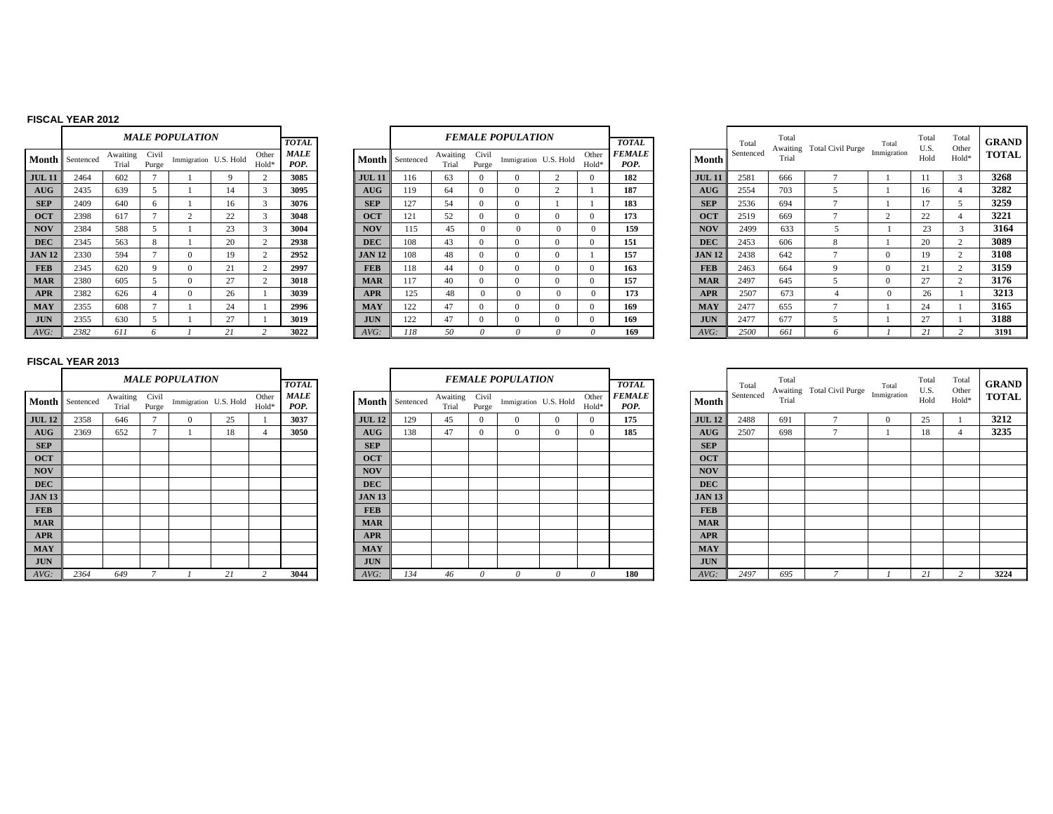## FISCAL YEAR 2012

| Month | MALE POPULATION | | | | | | TOTAL MALE POP. |
|---|---|---|---|---|---|---|---|
| | Sentenced | Awaiting Trial | Civil Purge | Immigration | U.S. Hold | Other Hold* | |
| JUL 11 | 2464 | 602 | 7 | 1 | 9 | 2 | 3085 |
| AUG | 2435 | 639 | 5 | 1 | 14 | 3 | 3095 |
| SEP | 2409 | 640 | 6 | 1 | 16 | 3 | 3076 |
| OCT | 2398 | 617 | 7 | 2 | 22 | 3 | 3048 |
| NOV | 2384 | 588 | 5 | 1 | 23 | 3 | 3004 |
| DEC | 2345 | 563 | 8 | 1 | 20 | 2 | 2938 |
| JAN 12 | 2330 | 594 | 7 | 0 | 19 | 2 | 2952 |
| FEB | 2345 | 620 | 9 | 0 | 21 | 2 | 2997 |
| MAR | 2380 | 605 | 5 | 0 | 27 | 2 | 3018 |
| APR | 2382 | 626 | 4 | 0 | 26 | 1 | 3039 |
| MAY | 2355 | 608 | 7 | 1 | 24 | 1 | 2996 |
| JUN | 2355 | 630 | 5 | 1 | 27 | 1 | 3019 |
| *AVG:* | *2382* | *611* | *6* | *1* | *21* | *2* | 3022 |

| Month | FEMALE POPULATION | | | | | | TOTAL FEMALE POP. |
|---|---|---|---|---|---|---|---|
| | Sentenced | Awaiting Trial | Civil Purge | Immigration | U.S. Hold | Other Hold* | |
| JUL 11 | 116 | 63 | 0 | 0 | 2 | 0 | 182 |
| AUG | 119 | 64 | 0 | 0 | 2 | 1 | 187 |
| SEP | 127 | 54 | 0 | 0 | 1 | 1 | 183 |
| OCT | 121 | 52 | 0 | 0 | 0 | 0 | 173 |
| NOV | 115 | 45 | 0 | 0 | 0 | 0 | 159 |
| DEC | 108 | 43 | 0 | 0 | 0 | 0 | 151 |
| JAN 12 | 108 | 48 | 0 | 0 | 0 | 1 | 157 |
| FEB | 118 | 44 | 0 | 0 | 0 | 0 | 163 |
| MAR | 117 | 40 | 0 | 0 | 0 | 0 | 157 |
| APR | 125 | 48 | 0 | 0 | 0 | 0 | 173 |
| MAY | 122 | 47 | 0 | 0 | 0 | 0 | 169 |
| JUN | 122 | 47 | 0 | 0 | 0 | 0 | 169 |
| *AVG:* | *118* | *50* | *0* | *0* | *0* | *0* | 169 |

| Month | Total Sentenced | Total Awaiting Trial | Total Civil Purge | Total Immigration | Total U.S. Hold | Total Other Hold* | GRAND TOTAL |
|---|---|---|---|---|---|---|---|
| JUL 11 | 2581 | 666 | 7 | 1 | 11 | 3 | 3268 |
| AUG | 2554 | 703 | 5 | 1 | 16 | 4 | 3282 |
| SEP | 2536 | 694 | 7 | 1 | 17 | 5 | 3259 |
| OCT | 2519 | 669 | 7 | 2 | 22 | 4 | 3221 |
| NOV | 2499 | 633 | 5 | 1 | 23 | 3 | 3164 |
| DEC | 2453 | 606 | 8 | 1 | 20 | 2 | 3089 |
| JAN 12 | 2438 | 642 | 7 | 0 | 19 | 2 | 3108 |
| FEB | 2463 | 664 | 9 | 0 | 21 | 2 | 3159 |
| MAR | 2497 | 645 | 5 | 0 | 27 | 2 | 3176 |
| APR | 2507 | 673 | 4 | 0 | 26 | 1 | 3213 |
| MAY | 2477 | 655 | 7 | 1 | 24 | 1 | 3165 |
| JUN | 2477 | 677 | 5 | 1 | 27 | 1 | 3188 |
| *AVG:* | *2500* | *661* | *6* | *1* | *21* | *2* | 3191 |

## FISCAL YEAR 2013

| Month | MALE POPULATION | | | | | | TOTAL MALE POP. |
|---|---|---|---|---|---|---|---|
| | Sentenced | Awaiting Trial | Civil Purge | Immigration | U.S. Hold | Other Hold* | |
| JUL 12 | 2358 | 646 | 7 | 0 | 25 | 1 | 3037 |
| AUG | 2369 | 652 | 7 | 1 | 18 | 4 | 3050 |
| SEP | | | | | | | |
| OCT | | | | | | | |
| NOV | | | | | | | |
| DEC | | | | | | | |
| JAN 13 | | | | | | | |
| FEB | | | | | | | |
| MAR | | | | | | | |
| APR | | | | | | | |
| MAY | | | | | | | |
| JUN | | | | | | | |
| *AVG:* | *2364* | *649* | *7* | *1* | *21* | *2* | 3044 |

| Month | FEMALE POPULATION | | | | | | TOTAL FEMALE POP. |
|---|---|---|---|---|---|---|---|
| | Sentenced | Awaiting Trial | Civil Purge | Immigration | U.S. Hold | Other Hold* | |
| JUL 12 | 129 | 45 | 0 | 0 | 0 | 0 | 175 |
| AUG | 138 | 47 | 0 | 0 | 0 | 0 | 185 |
| SEP | | | | | | | |
| OCT | | | | | | | |
| NOV | | | | | | | |
| DEC | | | | | | | |
| JAN 13 | | | | | | | |
| FEB | | | | | | | |
| MAR | | | | | | | |
| APR | | | | | | | |
| MAY | | | | | | | |
| JUN | | | | | | | |
| *AVG:* | *134* | *46* | *0* | *0* | *0* | *0* | 180 |

| Month | Total Sentenced | Total Awaiting Trial | Total Civil Purge | Total Immigration | Total U.S. Hold | Total Other Hold* | GRAND TOTAL |
|---|---|---|---|---|---|---|---|
| JUL 12 | 2488 | 691 | 7 | 0 | 25 | 1 | 3212 |
| AUG | 2507 | 698 | 7 | 1 | 18 | 4 | 3235 |
| SEP | | | | | | | |
| OCT | | | | | | | |
| NOV | | | | | | | |
| DEC | | | | | | | |
| JAN 13 | | | | | | | |
| FEB | | | | | | | |
| MAR | | | | | | | |
| APR | | | | | | | |
| MAY | | | | | | | |
| JUN | | | | | | | |
| *AVG:* | *2497* | *695* | *7* | *1* | *21* | *2* | 3224 |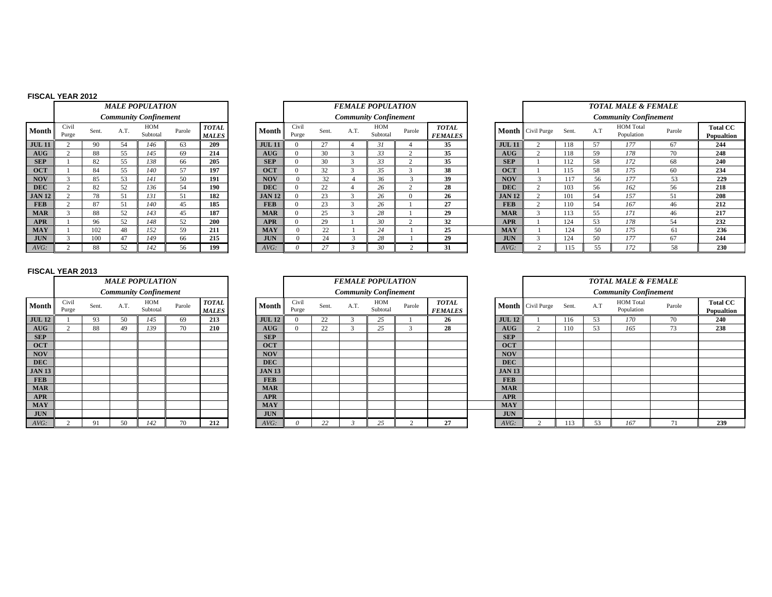## FISCAL YEAR 2012

| | MALE POPULATION Community Confinement | | | | | |
|---|---|---|---|---|---|---|
| **Month** | Civil Purge | Sent. | A.T. | HOM Subtotal | Parole | ***TOTAL MALES*** |
| **JUL 11** | 2 | 90 | 54 | *146* | 63 | **209** |
| **AUG** | 2 | 88 | 55 | *145* | 69 | **214** |
| **SEP** | 1 | 82 | 55 | *138* | 66 | **205** |
| **OCT** | 1 | 84 | 55 | *140* | 57 | **197** |
| **NOV** | 3 | 85 | 53 | *141* | 50 | **191** |
| **DEC** | 2 | 82 | 52 | *136* | 54 | **190** |
| **JAN 12** | 2 | 78 | 51 | *131* | 51 | **182** |
| **FEB** | 2 | 87 | 51 | *140* | 45 | **185** |
| **MAR** | 3 | 88 | 52 | *143* | 45 | **187** |
| **APR** | 1 | 96 | 52 | *148* | 52 | **200** |
| **MAY** | 1 | 102 | 48 | *152* | 59 | **211** |
| **JUN** | 3 | 100 | 47 | *149* | 66 | **215** |
| *AVG:* | 2 | 88 | 52 | *142* | 56 | **199** |

| | FEMALE POPULATION Community Confinement | | | | | |
|---|---|---|---|---|---|---|
| **Month** | Civil Purge | Sent. | A.T. | HOM Subtotal | Parole | ***TOTAL FEMALES*** |
| **JUL 11** | 0 | 27 | 4 | *31* | 4 | **35** |
| **AUG** | 0 | 30 | 3 | *33* | 2 | **35** |
| **SEP** | 0 | 30 | 3 | *33* | 2 | **35** |
| **OCT** | 0 | 32 | 3 | *35* | 3 | **38** |
| **NOV** | 0 | 32 | 4 | *36* | 3 | **39** |
| **DEC** | 0 | 22 | 4 | *26* | 2 | **28** |
| **JAN 12** | 0 | 23 | 3 | *26* | 0 | **26** |
| **FEB** | 0 | 23 | 3 | *26* | 1 | **27** |
| **MAR** | 0 | 25 | 3 | *28* | 1 | **29** |
| **APR** | 0 | 29 | 1 | *30* | 2 | **32** |
| **MAY** | 0 | 22 | 1 | *24* | 1 | **25** |
| **JUN** | 0 | 24 | 3 | *28* | 1 | **29** |
| *AVG:* | *0* | *27* | *3* | *30* | 2 | **31** |

| | TOTAL MALE & FEMALE Community Confinement | | | | | |
|---|---|---|---|---|---|---|
| **Month** | Civil Purge | Sent. | A.T | HOM Total Population | Parole | **Total CC Popualtion** |
| **JUL 11** | 2 | 118 | 57 | *177* | 67 | **244** |
| **AUG** | 2 | 118 | 59 | *178* | 70 | **248** |
| **SEP** | 1 | 112 | 58 | *172* | 68 | **240** |
| **OCT** | 1 | 115 | 58 | *175* | 60 | **234** |
| **NOV** | 3 | 117 | 56 | *177* | 53 | **229** |
| **DEC** | 2 | 103 | 56 | *162* | 56 | **218** |
| **JAN 12** | 2 | 101 | 54 | *157* | 51 | **208** |
| **FEB** | 2 | 110 | 54 | *167* | 46 | **212** |
| **MAR** | 3 | 113 | 55 | *171* | 46 | **217** |
| **APR** | 1 | 124 | 53 | *178* | 54 | **232** |
| **MAY** | 1 | 124 | 50 | *175* | 61 | **236** |
| **JUN** | 3 | 124 | 50 | *177* | 67 | **244** |
| *AVG:* | 2 | 115 | 55 | *172* | 58 | **230** |

## FISCAL YEAR 2013

| | MALE POPULATION Community Confinement | | | | | |
|---|---|---|---|---|---|---|
| **Month** | Civil Purge | Sent. | A.T. | HOM Subtotal | Parole | ***TOTAL MALES*** |
| **JUL 12** | 1 | 93 | 50 | *145* | 69 | **213** |
| **AUG** | 2 | 88 | 49 | *139* | 70 | **210** |
| **SEP** | | | | | | |
| **OCT** | | | | | | |
| **NOV** | | | | | | |
| **DEC** | | | | | | |
| **JAN 13** | | | | | | |
| **FEB** | | | | | | |
| **MAR** | | | | | | |
| **APR** | | | | | | |
| **MAY** | | | | | | |
| **JUN** | | | | | | |
| *AVG:* | 2 | 91 | 50 | *142* | 70 | **212** |

| | FEMALE POPULATION Community Confinement | | | | | |
|---|---|---|---|---|---|---|
| **Month** | Civil Purge | Sent. | A.T. | HOM Subtotal | Parole | ***TOTAL FEMALES*** |
| **JUL 12** | 0 | 22 | 3 | *25* | 1 | **26** |
| **AUG** | 0 | 22 | 3 | *25* | 3 | **28** |
| **SEP** | | | | | | |
| **OCT** | | | | | | |
| **NOV** | | | | | | |
| **DEC** | | | | | | |
| **JAN 13** | | | | | | |
| **FEB** | | | | | | |
| **MAR** | | | | | | |
| **APR** | | | | | | |
| **MAY** | | | | | | |
| **JUN** | | | | | | |
| *AVG:* | *0* | *22* | *3* | *25* | 2 | **27** |

| | TOTAL MALE & FEMALE Community Confinement | | | | | |
|---|---|---|---|---|---|---|
| **Month** | Civil Purge | Sent. | A.T | HOM Total Population | Parole | **Total CC Popualtion** |
| **JUL 12** | 1 | 116 | 53 | *170* | 70 | **240** |
| **AUG** | 2 | 110 | 53 | *165* | 73 | **238** |
| **SEP** | | | | | | |
| **OCT** | | | | | | |
| **NOV** | | | | | | |
| **DEC** | | | | | | |
| **JAN 13** | | | | | | |
| **FEB** | | | | | | |
| **MAR** | | | | | | |
| **APR** | | | | | | |
| **MAY** | | | | | | |
| **JUN** | | | | | | |
| *AVG:* | 2 | 113 | 53 | *167* | 71 | **239** |